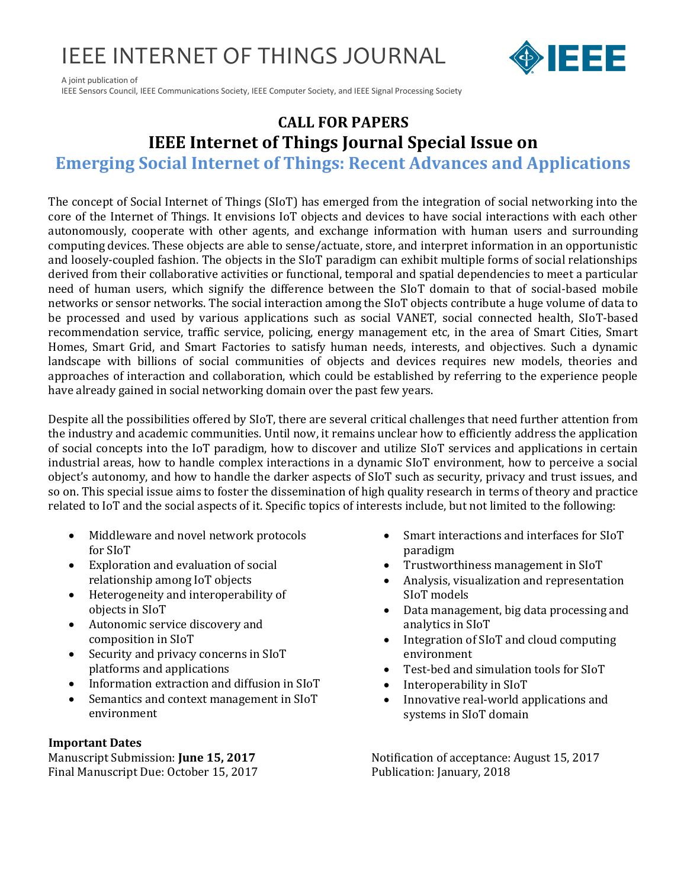# IEEE INTERNET OF THINGS JOURNAL

A joint publication of
IEEE Sensors Council, IEEE Communications Society, IEEE Computer Society, and IEEE Signal Processing Society

## CALL FOR PAPERS

## IEEE Internet of Things Journal Special Issue on

## Emerging Social Internet of Things: Recent Advances and Applications

The concept of Social Internet of Things (SIoT) has emerged from the integration of social networking into the core of the Internet of Things. It envisions IoT objects and devices to have social interactions with each other autonomously, cooperate with other agents, and exchange information with human users and surrounding computing devices. These objects are able to sense/actuate, store, and interpret information in an opportunistic and loosely-coupled fashion. The objects in the SIoT paradigm can exhibit multiple forms of social relationships derived from their collaborative activities or functional, temporal and spatial dependencies to meet a particular need of human users, which signify the difference between the SIoT domain to that of social-based mobile networks or sensor networks. The social interaction among the SIoT objects contribute a huge volume of data to be processed and used by various applications such as social VANET, social connected health, SIoT-based recommendation service, traffic service, policing, energy management etc, in the area of Smart Cities, Smart Homes, Smart Grid, and Smart Factories to satisfy human needs, interests, and objectives. Such a dynamic landscape with billions of social communities of objects and devices requires new models, theories and approaches of interaction and collaboration, which could be established by referring to the experience people have already gained in social networking domain over the past few years.

Despite all the possibilities offered by SIoT, there are several critical challenges that need further attention from the industry and academic communities. Until now, it remains unclear how to efficiently address the application of social concepts into the IoT paradigm, how to discover and utilize SIoT services and applications in certain industrial areas, how to handle complex interactions in a dynamic SIoT environment, how to perceive a social object's autonomy, and how to handle the darker aspects of SIoT such as security, privacy and trust issues, and so on. This special issue aims to foster the dissemination of high quality research in terms of theory and practice related to IoT and the social aspects of it. Specific topics of interests include, but not limited to the following:

- Middleware and novel network protocols for SIoT
- Exploration and evaluation of social relationship among IoT objects
- Heterogeneity and interoperability of objects in SIoT
- Autonomic service discovery and composition in SIoT
- Security and privacy concerns in SIoT platforms and applications
- Information extraction and diffusion in SIoT
- Semantics and context management in SIoT environment
- Smart interactions and interfaces for SIoT paradigm
- Trustworthiness management in SIoT
- Analysis, visualization and representation SIoT models
- Data management, big data processing and analytics in SIoT
- Integration of SIoT and cloud computing environment
- Test-bed and simulation tools for SIoT
- Interoperability in SIoT
- Innovative real-world applications and systems in SIoT domain

**Important Dates**

Manuscript Submission: **June 15, 2017**
Notification of acceptance: August 15, 2017
Final Manuscript Due: October 15, 2017
Publication: January, 2018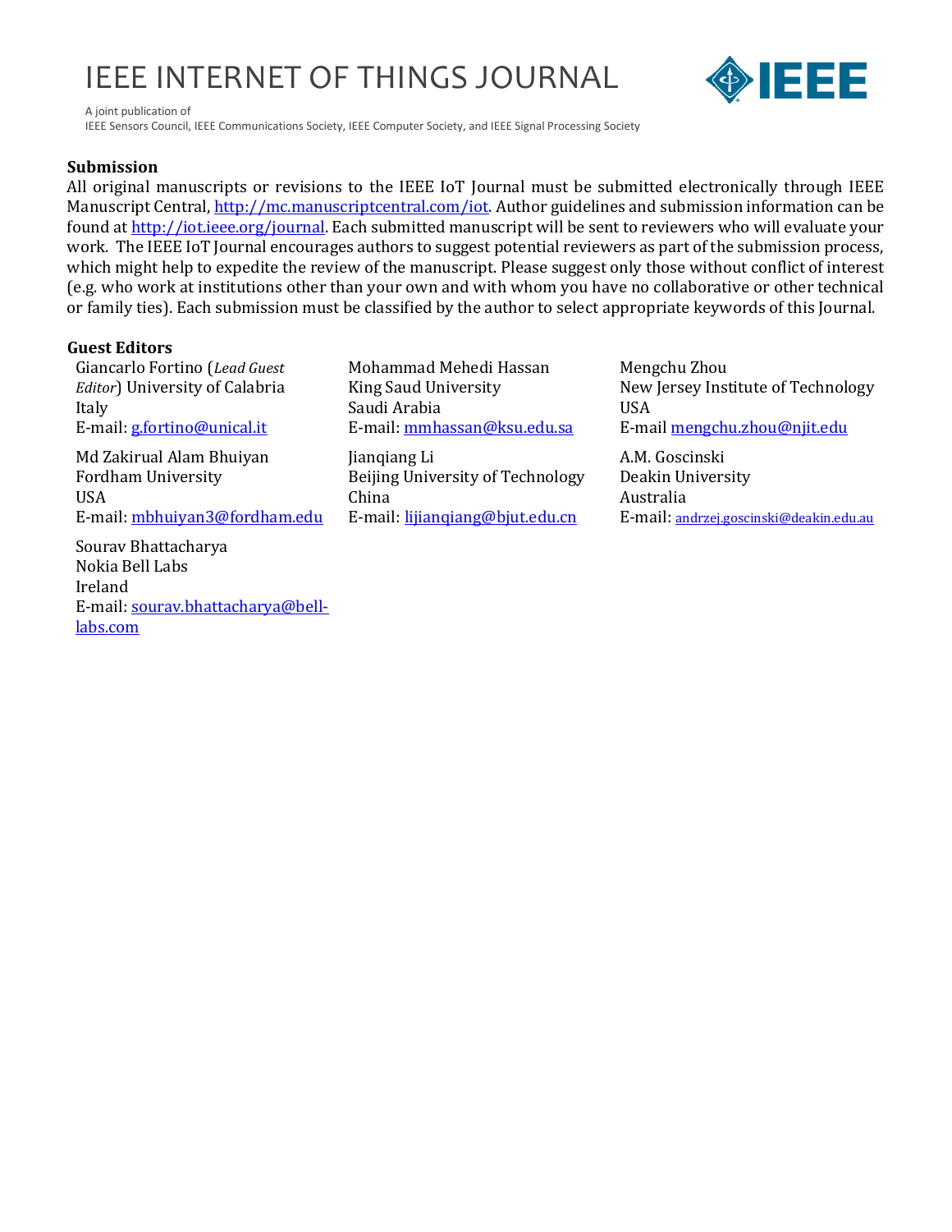# IEEE INTERNET OF THINGS JOURNAL

A joint publication of
IEEE Sensors Council, IEEE Communications Society, IEEE Computer Society, and IEEE Signal Processing Society

## Submission

All original manuscripts or revisions to the IEEE IoT Journal must be submitted electronically through IEEE Manuscript Central, http://mc.manuscriptcentral.com/iot. Author guidelines and submission information can be found at http://iot.ieee.org/journal. Each submitted manuscript will be sent to reviewers who will evaluate your work. The IEEE IoT Journal encourages authors to suggest potential reviewers as part of the submission process, which might help to expedite the review of the manuscript. Please suggest only those without conflict of interest (e.g. who work at institutions other than your own and with whom you have no collaborative or other technical or family ties). Each submission must be classified by the author to select appropriate keywords of this Journal.

## Guest Editors

Giancarlo Fortino (*Lead Guest Editor*) University of Calabria
Italy
E-mail: g.fortino@unical.it

Mohammad Mehedi Hassan
King Saud University
Saudi Arabia
E-mail: mmhassan@ksu.edu.sa

Mengchu Zhou
New Jersey Institute of Technology
USA
E-mail mengchu.zhou@njit.edu

Md Zakirual Alam Bhuiyan
Fordham University
USA
E-mail: mbhuiyan3@fordham.edu

Jianqiang Li
Beijing University of Technology
China
E-mail: lijianqiang@bjut.edu.cn

A.M. Goscinski
Deakin University
Australia
E-mail: andrzej.goscinski@deakin.edu.au

Sourav Bhattacharya
Nokia Bell Labs
Ireland
E-mail: sourav.bhattacharya@bell-labs.com